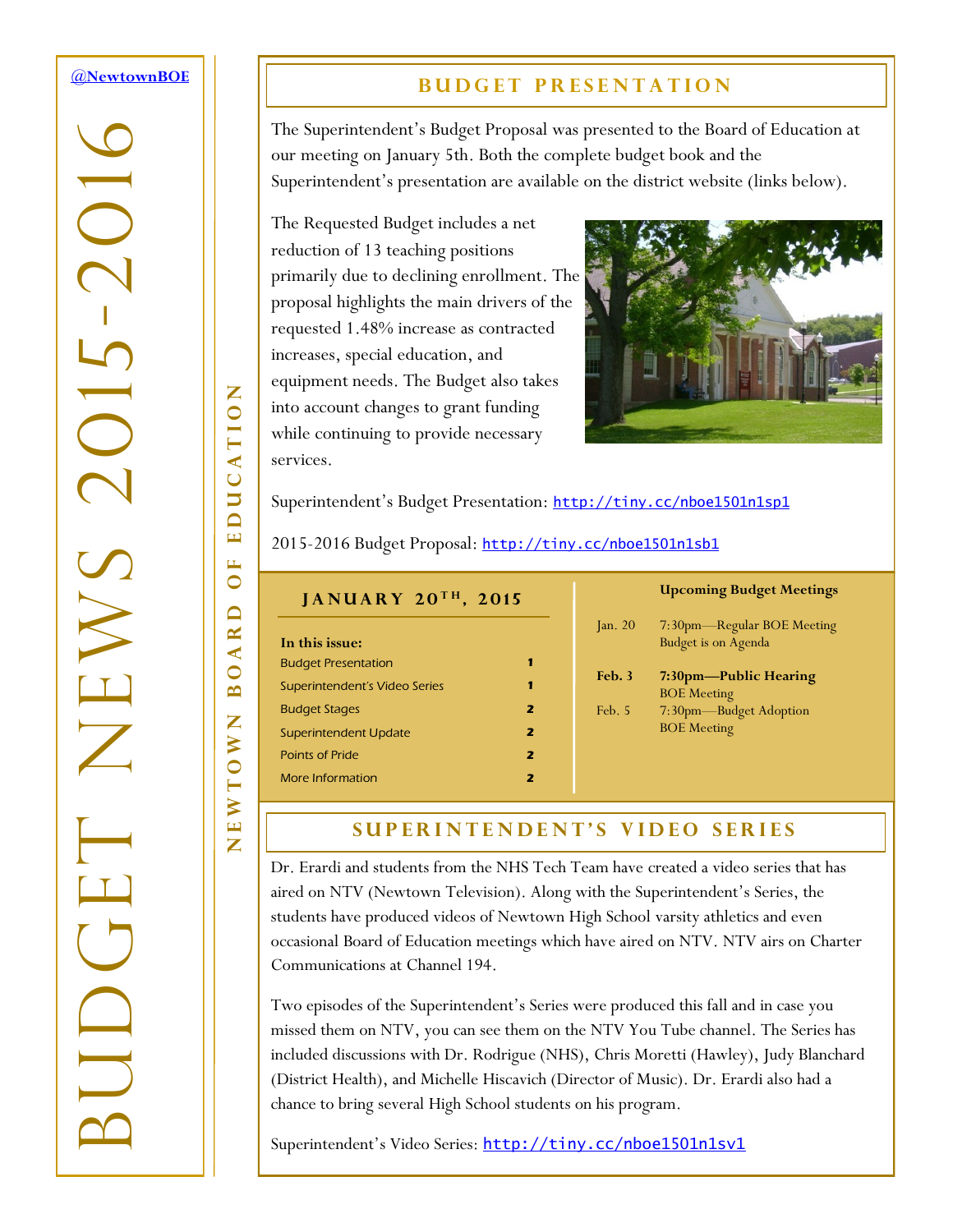@NewtownBOE

# BUDGET NEWS 2015-2016

NEWTOWN BOARD OF EDUCATION

## BUDGET PRESENTATION

The Superintendent's Budget Proposal was presented to the Board of Education at our meeting on January 5th. Both the complete budget book and the Superintendent's presentation are available on the district website (links below).

The Requested Budget includes a net reduction of 13 teaching positions primarily due to declining enrollment. The proposal highlights the main drivers of the requested 1.48% increase as contracted increases, special education, and equipment needs. The Budget also takes into account changes to grant funding while continuing to provide necessary services.

Superintendent's Budget Presentation: http://tiny.cc/nboe1501n1sp1

2015-2016 Budget Proposal: http://tiny.cc/nboe1501n1sb1

**JANUARY 20TH, 2015**

**In this issue:**

| | |
|---|---|
| Budget Presentation | 1 |
| Superintendent's Video Series | 1 |
| Budget Stages | 2 |
| Superintendent Update | 2 |
| Points of Pride | 2 |
| More Information | 2 |

**Upcoming Budget Meetings**

| | |
|---|---|
| Jan. 20 | 7:30pm—Regular BOE Meeting Budget is on Agenda |
| **Feb. 3** | **7:30pm—Public Hearing** BOE Meeting |
| Feb. 5 | 7:30pm—Budget Adoption BOE Meeting |

## SUPERINTENDENT'S VIDEO SERIES

Dr. Erardi and students from the NHS Tech Team have created a video series that has aired on NTV (Newtown Television). Along with the Superintendent's Series, the students have produced videos of Newtown High School varsity athletics and even occasional Board of Education meetings which have aired on NTV. NTV airs on Charter Communications at Channel 194.

Two episodes of the Superintendent's Series were produced this fall and in case you missed them on NTV, you can see them on the NTV You Tube channel. The Series has included discussions with Dr. Rodrigue (NHS), Chris Moretti (Hawley), Judy Blanchard (District Health), and Michelle Hiscavich (Director of Music). Dr. Erardi also had a chance to bring several High School students on his program.

Superintendent's Video Series: http://tiny.cc/nboe1501n1sv1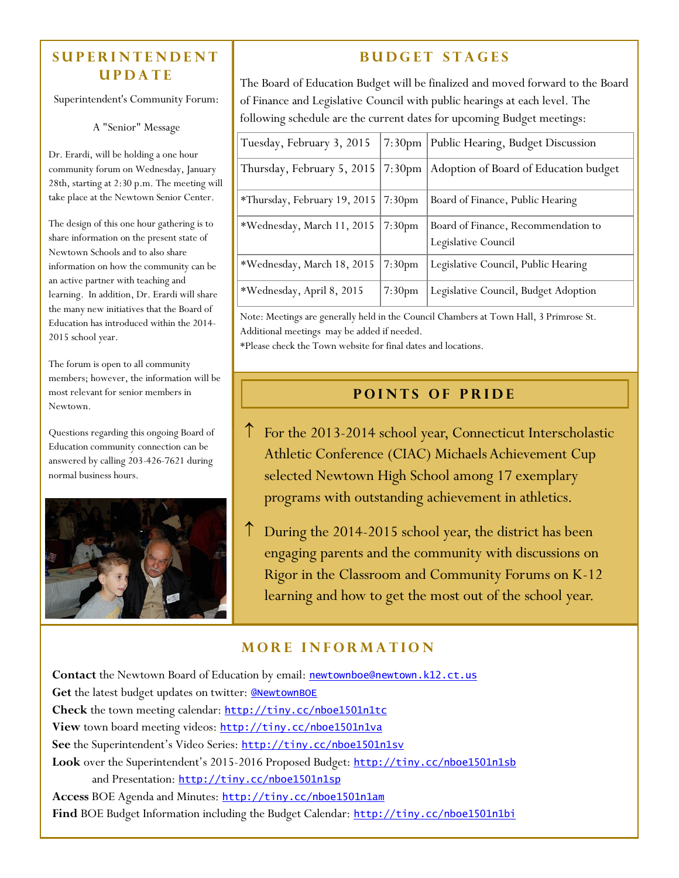## SUPERINTENDENT UPDATE

Superintendent's Community Forum:

A "Senior" Message

Dr. Erardi, will be holding a one hour community forum on Wednesday, January 28th, starting at 2:30 p.m. The meeting will take place at the Newtown Senior Center.

The design of this one hour gathering is to share information on the present state of Newtown Schools and to also share information on how the community can be an active partner with teaching and learning. In addition, Dr. Erardi will share the many new initiatives that the Board of Education has introduced within the 2014-2015 school year.

The forum is open to all community members; however, the information will be most relevant for senior members in Newtown.

Questions regarding this ongoing Board of Education community connection can be answered by calling 203-426-7621 during normal business hours.

## BUDGET STAGES

The Board of Education Budget will be finalized and moved forward to the Board of Finance and Legislative Council with public hearings at each level. The following schedule are the current dates for upcoming Budget meetings:

| | | |
|---|---|---|
| Tuesday, February 3, 2015 | 7:30pm | Public Hearing, Budget Discussion |
| Thursday, February 5, 2015 | 7:30pm | Adoption of Board of Education budget |
| *Thursday, February 19, 2015 | 7:30pm | Board of Finance, Public Hearing |
| *Wednesday, March 11, 2015 | 7:30pm | Board of Finance, Recommendation to Legislative Council |
| *Wednesday, March 18, 2015 | 7:30pm | Legislative Council, Public Hearing |
| *Wednesday, April 8, 2015 | 7:30pm | Legislative Council, Budget Adoption |

Note: Meetings are generally held in the Council Chambers at Town Hall, 3 Primrose St.
Additional meetings may be added if needed.
*Please check the Town website for final dates and locations.

## POINTS OF PRIDE

- For the 2013-2014 school year, Connecticut Interscholastic Athletic Conference (CIAC) Michaels Achievement Cup selected Newtown High School among 17 exemplary programs with outstanding achievement in athletics.
- During the 2014-2015 school year, the district has been engaging parents and the community with discussions on Rigor in the Classroom and Community Forums on K-12 learning and how to get the most out of the school year.

## MORE INFORMATION

**Contact** the Newtown Board of Education by email: newtownboe@newtown.k12.ct.us
**Get** the latest budget updates on twitter: @NewtownBOE
**Check** the town meeting calendar: http://tiny.cc/nboe1501n1tc
**View** town board meeting videos: http://tiny.cc/nboe1501n1va
**See** the Superintendent's Video Series: http://tiny.cc/nboe1501n1sv
**Look** over the Superintendent's 2015-2016 Proposed Budget: http://tiny.cc/nboe1501n1sb
and Presentation: http://tiny.cc/nboe1501n1sp
**Access** BOE Agenda and Minutes: http://tiny.cc/nboe1501n1am
**Find** BOE Budget Information including the Budget Calendar: http://tiny.cc/nboe1501n1bi